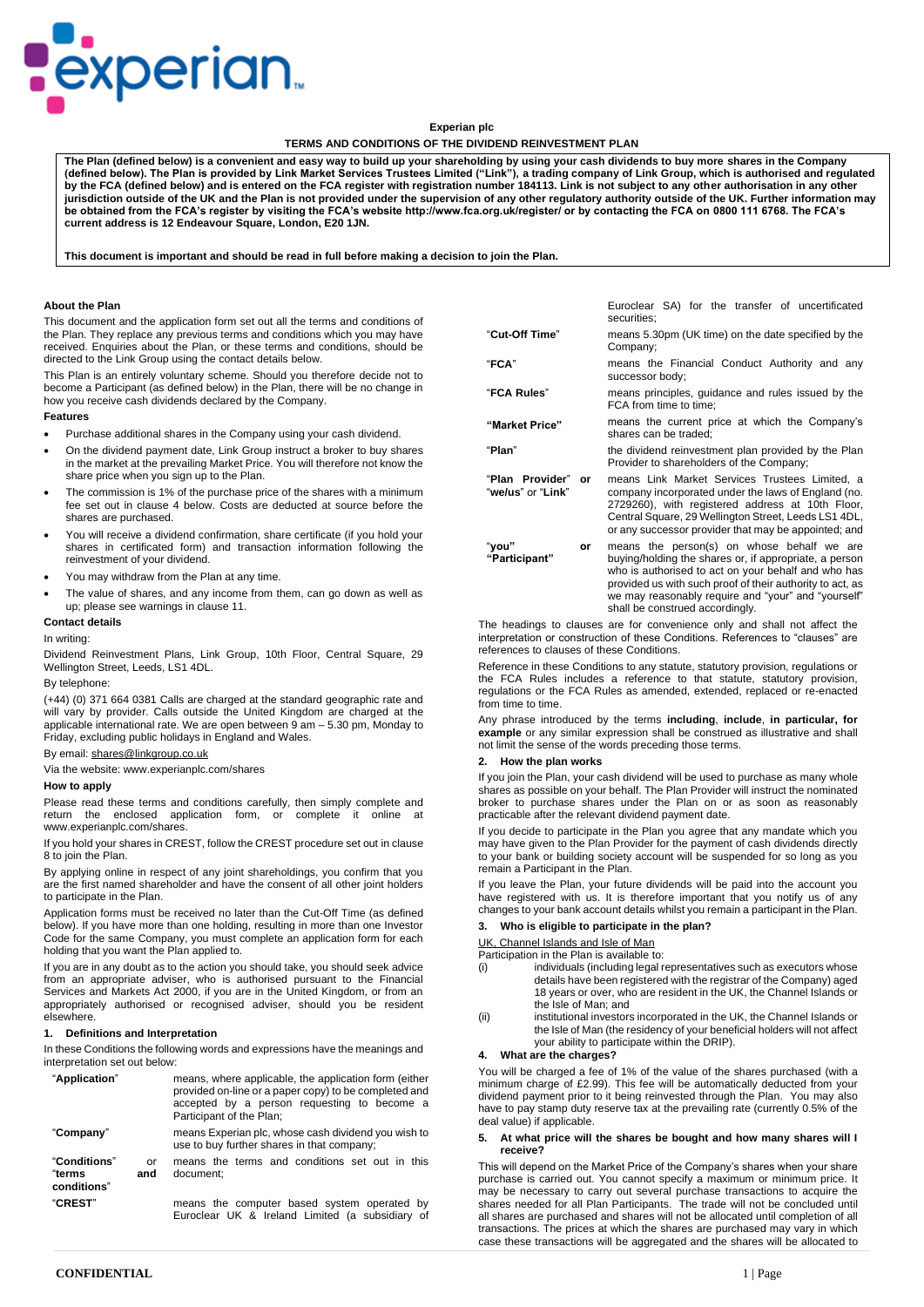**Experian plc**

**TERMS AND CONDITIONS OF THE DIVIDEND REINVESTMENT PLAN**

**The Plan (defined below) is a convenient and easy way to build up your shareholding by using your cash dividends to buy more shares in the Company (defined below). The Plan is provided by Link Market Services Trustees Limited ("Link"), a trading company of Link Group, which is authorised and regulated by the FCA (defined below) and is entered on the FCA register with registration number 184113. Link is not subject to any other authorisation in any other jurisdiction outside of the UK and the Plan is not provided under the supervision of any other regulatory authority outside of the UK. Further information may be obtained from the FCA's register by visiting the FCA's website http://www.fca.org.uk/register/ or by contacting the FCA on 0800 111 6768. The FCA's current address is 12 Endeavour Square, London, E20 1JN.**

**This document is important and should be read in full before making a decision to join the Plan.**

**About the Plan**

This document and the application form set out all the terms and conditions of the Plan. They replace any previous terms and conditions which you may have received. Enquiries about the Plan, or these terms and conditions, should be directed to the Link Group using the contact details below.

This Plan is an entirely voluntary scheme. Should you therefore decide not to become a Participant (as defined below) in the Plan, there will be no change in how you receive cash dividends declared by the Company.

**Features**

- Purchase additional shares in the Company using your cash dividend.
- On the dividend payment date, Link Group instruct a broker to buy shares in the market at the prevailing Market Price. You will therefore not know the share price when you sign up to the Plan.
- The commission is 1% of the purchase price of the shares with a minimum fee set out in clause 4 below. Costs are deducted at source before the shares are purchased.
- You will receive a dividend confirmation, share certificate (if you hold your shares in certificated form) and transaction information following the reinvestment of your dividend.
- You may withdraw from the Plan at any time.
- The value of shares, and any income from them, can go down as well as up; please see warnings in clause 11.

**Contact details**

In writing:

Dividend Reinvestment Plans, Link Group, 10th Floor, Central Square, 29 Wellington Street, Leeds, LS1 4DL.

By telephone:

(+44) (0) 371 664 0381 Calls are charged at the standard geographic rate and will vary by provider. Calls outside the United Kingdom are charged at the applicable international rate. We are open between 9 am – 5.30 pm, Monday to Friday, excluding public holidays in England and Wales.

By email: shares@linkgroup.co.uk

Via the website: www.experianplc.com/shares

**How to apply**

Please read these terms and conditions carefully, then simply complete and return the enclosed application form, or complete it online at www.experianplc.com/shares.

If you hold your shares in CREST, follow the CREST procedure set out in clause 8 to join the Plan.

By applying online in respect of any joint shareholdings, you confirm that you are the first named shareholder and have the consent of all other joint holders to participate in the Plan.

Application forms must be received no later than the Cut-Off Time (as defined below). If you have more than one holding, resulting in more than one Investor Code for the same Company, you must complete an application form for each holding that you want the Plan applied to.

If you are in any doubt as to the action you should take, you should seek advice from an appropriate adviser, who is authorised pursuant to the Financial Services and Markets Act 2000, if you are in the United Kingdom, or from an appropriately authorised or recognised adviser, should you be resident elsewhere.

## 1. Definitions and Interpretation

In these Conditions the following words and expressions have the meanings and interpretation set out below:

| Term | Meaning |
|---|---|
| "**Application**" | means, where applicable, the application form (either provided on-line or a paper copy) to be completed and accepted by a person requesting to become a Participant of the Plan; |
| "**Company**" | means Experian plc, whose cash dividend you wish to use to buy further shares in that company; |
| "**Conditions**" or "**terms and conditions**" | means the terms and conditions set out in this document; |
| "**CREST**" | means the computer based system operated by Euroclear UK & Ireland Limited (a subsidiary of Euroclear SA) for the transfer of uncertificated securities; |
| "**Cut-Off Time**" | means 5.30pm (UK time) on the date specified by the Company; |
| "**FCA**" | means the Financial Conduct Authority and any successor body; |
| "**FCA Rules**" | means principles, guidance and rules issued by the FCA from time to time; |
| "**Market Price**" | means the current price at which the Company's shares can be traded; |
| "**Plan**" | the dividend reinvestment plan provided by the Plan Provider to shareholders of the Company; |
| "**Plan Provider**" or "**we/us**" or "**Link**" | means Link Market Services Trustees Limited, a company incorporated under the laws of England (no. 2729260), with registered address at 10th Floor, Central Square, 29 Wellington Street, Leeds LS1 4DL, or any successor provider that may be appointed; and |
| "**you**" or "**Participant**" | means the person(s) on whose behalf we are buying/holding the shares or, if appropriate, a person who is authorised to act on your behalf and who has provided us with such proof of their authority to act, as we may reasonably require and "your" and "yourself" shall be construed accordingly. |

The headings to clauses are for convenience only and shall not affect the interpretation or construction of these Conditions. References to "clauses" are references to clauses of these Conditions.

Reference in these Conditions to any statute, statutory provision, regulations or the FCA Rules includes a reference to that statute, statutory provision, regulations or the FCA Rules as amended, extended, replaced or re-enacted from time to time.

Any phrase introduced by the terms **including**, **include**, **in particular, for example** or any similar expression shall be construed as illustrative and shall not limit the sense of the words preceding those terms.

## 2. How the plan works

If you join the Plan, your cash dividend will be used to purchase as many whole shares as possible on your behalf. The Plan Provider will instruct the nominated broker to purchase shares under the Plan on or as soon as reasonably practicable after the relevant dividend payment date.

If you decide to participate in the Plan you agree that any mandate which you may have given to the Plan Provider for the payment of cash dividends directly to your bank or building society account will be suspended for so long as you remain a Participant in the Plan.

If you leave the Plan, your future dividends will be paid into the account you have registered with us. It is therefore important that you notify us of any changes to your bank account details whilst you remain a participant in the Plan.

## 3. Who is eligible to participate in the plan?

UK, Channel Islands and Isle of Man

Participation in the Plan is available to:

(i) individuals (including legal representatives such as executors whose details have been registered with the registrar of the Company) aged 18 years or over, who are resident in the UK, the Channel Islands or the Isle of Man; and

(ii) institutional investors incorporated in the UK, the Channel Islands or the Isle of Man (the residency of your beneficial holders will not affect your ability to participate within the DRIP).

## 4. What are the charges?

You will be charged a fee of 1% of the value of the shares purchased (with a minimum charge of £2.99). This fee will be automatically deducted from your dividend payment prior to it being reinvested through the Plan. You may also have to pay stamp duty reserve tax at the prevailing rate (currently 0.5% of the deal value) if applicable.

## 5. At what price will the shares be bought and how many shares will I receive?

This will depend on the Market Price of the Company's shares when your share purchase is carried out. You cannot specify a maximum or minimum price. It may be necessary to carry out several purchase transactions to acquire the shares needed for all Plan Participants. The trade will not be concluded until all shares are purchased and shares will not be allocated until completion of all transactions. The prices at which the shares are purchased may vary in which case these transactions will be aggregated and the shares will be allocated to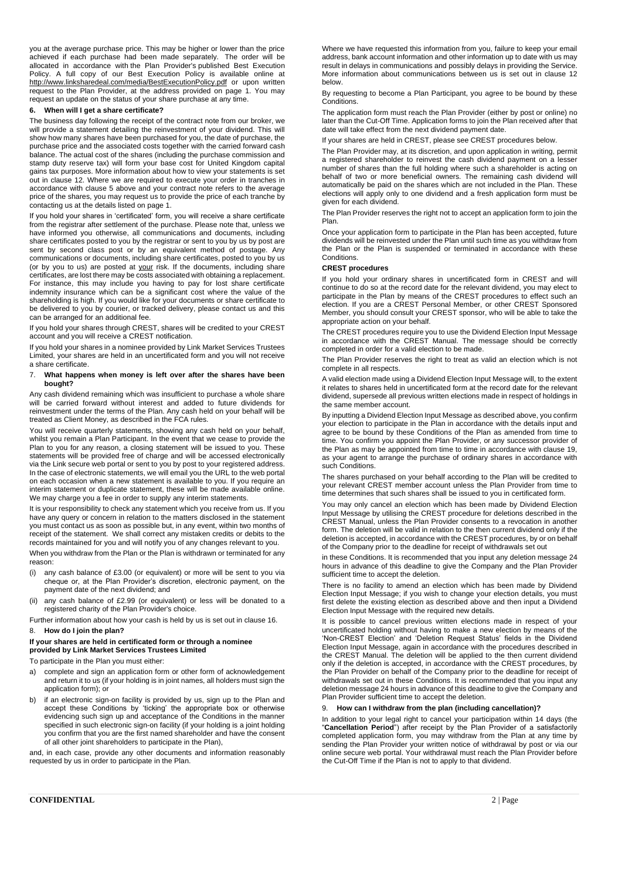you at the average purchase price. This may be higher or lower than the price achieved if each purchase had been made separately. The order will be allocated in accordance with the Plan Provider's published Best Execution Policy. A full copy of our Best Execution Policy is available online at http://www.linksharedeal.com/media/BestExecutionPolicy.pdf or upon written request to the Plan Provider, at the address provided on page 1. You may request an update on the status of your share purchase at any time.

**6. When will I get a share certificate?**

The business day following the receipt of the contract note from our broker, we will provide a statement detailing the reinvestment of your dividend. This will show how many shares have been purchased for you, the date of purchase, the purchase price and the associated costs together with the carried forward cash balance. The actual cost of the shares (including the purchase commission and stamp duty reserve tax) will form your base cost for United Kingdom capital gains tax purposes. More information about how to view your statements is set out in clause 12. Where we are required to execute your order in tranches in accordance with clause 5 above and your contract note refers to the average price of the shares, you may request us to provide the price of each tranche by contacting us at the details listed on page 1.

If you hold your shares in 'certificated' form, you will receive a share certificate from the registrar after settlement of the purchase. Please note that, unless we have informed you otherwise, all communications and documents, including share certificates posted to you by the registrar or sent to you by us by post are sent by second class post or by an equivalent method of postage. Any communications or documents, including share certificates, posted to you by us (or by you to us) are posted at your risk. If the documents, including share certificates, are lost there may be costs associated with obtaining a replacement. For instance, this may include you having to pay for lost share certificate indemnity insurance which can be a significant cost where the value of the shareholding is high. If you would like for your documents or share certificate to be delivered to you by courier, or tracked delivery, please contact us and this can be arranged for an additional fee.

If you hold your shares through CREST, shares will be credited to your CREST account and you will receive a CREST notification.

If you hold your shares in a nominee provided by Link Market Services Trustees Limited, your shares are held in an uncertificated form and you will not receive a share certificate.

**7. What happens when money is left over after the shares have been bought?**

Any cash dividend remaining which was insufficient to purchase a whole share will be carried forward without interest and added to future dividends for reinvestment under the terms of the Plan. Any cash held on your behalf will be treated as Client Money, as described in the FCA rules.

You will receive quarterly statements, showing any cash held on your behalf, whilst you remain a Plan Participant. In the event that we cease to provide the Plan to you for any reason, a closing statement will be issued to you. These statements will be provided free of charge and will be accessed electronically via the Link secure web portal or sent to you by post to your registered address. In the case of electronic statements, we will email you the URL to the web portal on each occasion when a new statement is available to you. If you require an interim statement or duplicate statement, these will be made available online. We may charge you a fee in order to supply any interim statements.

It is your responsibility to check any statement which you receive from us. If you have any query or concern in relation to the matters disclosed in the statement you must contact us as soon as possible but, in any event, within two months of receipt of the statement. We shall correct any mistaken credits or debits to the records maintained for you and will notify you of any changes relevant to you.

When you withdraw from the Plan or the Plan is withdrawn or terminated for any reason:

(i) any cash balance of £3.00 (or equivalent) or more will be sent to you via cheque or, at the Plan Provider's discretion, electronic payment, on the payment date of the next dividend; and

(ii) any cash balance of £2.99 (or equivalent) or less will be donated to a registered charity of the Plan Provider's choice.

Further information about how your cash is held by us is set out in clause 16.

**8. How do I join the plan?**

**If your shares are held in certificated form or through a nominee provided by Link Market Services Trustees Limited**

To participate in the Plan you must either:

a) complete and sign an application form or other form of acknowledgement and return it to us (if your holding is in joint names, all holders must sign the application form); or

b) if an electronic sign-on facility is provided by us, sign up to the Plan and accept these Conditions by 'ticking' the appropriate box or otherwise evidencing such sign up and acceptance of the Conditions in the manner specified in such electronic sign-on facility (if your holding is a joint holding you confirm that you are the first named shareholder and have the consent of all other joint shareholders to participate in the Plan),

and, in each case, provide any other documents and information reasonably requested by us in order to participate in the Plan.

Where we have requested this information from you, failure to keep your email address, bank account information and other information up to date with us may result in delays in communications and possibly delays in providing the Service. More information about communications between us is set out in clause 12 below.

By requesting to become a Plan Participant, you agree to be bound by these Conditions.

The application form must reach the Plan Provider (either by post or online) no later than the Cut-Off Time. Application forms to join the Plan received after that date will take effect from the next dividend payment date.

If your shares are held in CREST, please see CREST procedures below.

The Plan Provider may, at its discretion, and upon application in writing, permit a registered shareholder to reinvest the cash dividend payment on a lesser number of shares than the full holding where such a shareholder is acting on behalf of two or more beneficial owners. The remaining cash dividend will automatically be paid on the shares which are not included in the Plan. These elections will apply only to one dividend and a fresh application form must be given for each dividend.

The Plan Provider reserves the right not to accept an application form to join the Plan.

Once your application form to participate in the Plan has been accepted, future dividends will be reinvested under the Plan until such time as you withdraw from the Plan or the Plan is suspended or terminated in accordance with these Conditions.

**CREST procedures**

If you hold your ordinary shares in uncertificated form in CREST and will continue to do so at the record date for the relevant dividend, you may elect to participate in the Plan by means of the CREST procedures to effect such an election. If you are a CREST Personal Member, or other CREST Sponsored Member, you should consult your CREST sponsor, who will be able to take the appropriate action on your behalf.

The CREST procedures require you to use the Dividend Election Input Message in accordance with the CREST Manual. The message should be correctly completed in order for a valid election to be made.

The Plan Provider reserves the right to treat as valid an election which is not complete in all respects.

A valid election made using a Dividend Election Input Message will, to the extent it relates to shares held in uncertificated form at the record date for the relevant dividend, supersede all previous written elections made in respect of holdings in the same member account.

By inputting a Dividend Election Input Message as described above, you confirm your election to participate in the Plan in accordance with the details input and agree to be bound by these Conditions of the Plan as amended from time to time. You confirm you appoint the Plan Provider, or any successor provider of the Plan as may be appointed from time to time in accordance with clause 19, as your agent to arrange the purchase of ordinary shares in accordance with such Conditions.

The shares purchased on your behalf according to the Plan will be credited to your relevant CREST member account unless the Plan Provider from time to time determines that such shares shall be issued to you in certificated form.

You may only cancel an election which has been made by Dividend Election Input Message by utilising the CREST procedure for deletions described in the CREST Manual, unless the Plan Provider consents to a revocation in another form. The deletion will be valid in relation to the then current dividend only if the deletion is accepted, in accordance with the CREST procedures, by or on behalf of the Company prior to the deadline for receipt of withdrawals set out in these Conditions. It is recommended that you input any deletion message 24 hours in advance of this deadline to give the Company and the Plan Provider sufficient time to accept the deletion.

There is no facility to amend an election which has been made by Dividend Election Input Message; if you wish to change your election details, you must first delete the existing election as described above and then input a Dividend Election Input Message with the required new details.

It is possible to cancel previous written elections made in respect of your uncertificated holding without having to make a new election by means of the 'Non-CREST Election' and 'Deletion Request Status' fields in the Dividend Election Input Message, again in accordance with the procedures described in the CREST Manual. The deletion will be applied to the then current dividend only if the deletion is accepted, in accordance with the CREST procedures, by the Plan Provider on behalf of the Company prior to the deadline for receipt of withdrawals set out in these Conditions. It is recommended that you input any deletion message 24 hours in advance of this deadline to give the Company and Plan Provider sufficient time to accept the deletion.

**9. How can I withdraw from the plan (including cancellation)?**

In addition to your legal right to cancel your participation within 14 days (the "**Cancellation Period**") after receipt by the Plan Provider of a satisfactorily completed application form, you may withdraw from the Plan at any time by sending the Plan Provider your written notice of withdrawal by post or via our online secure web portal. Your withdrawal must reach the Plan Provider before the Cut-Off Time if the Plan is not to apply to that dividend.

**CONFIDENTIAL**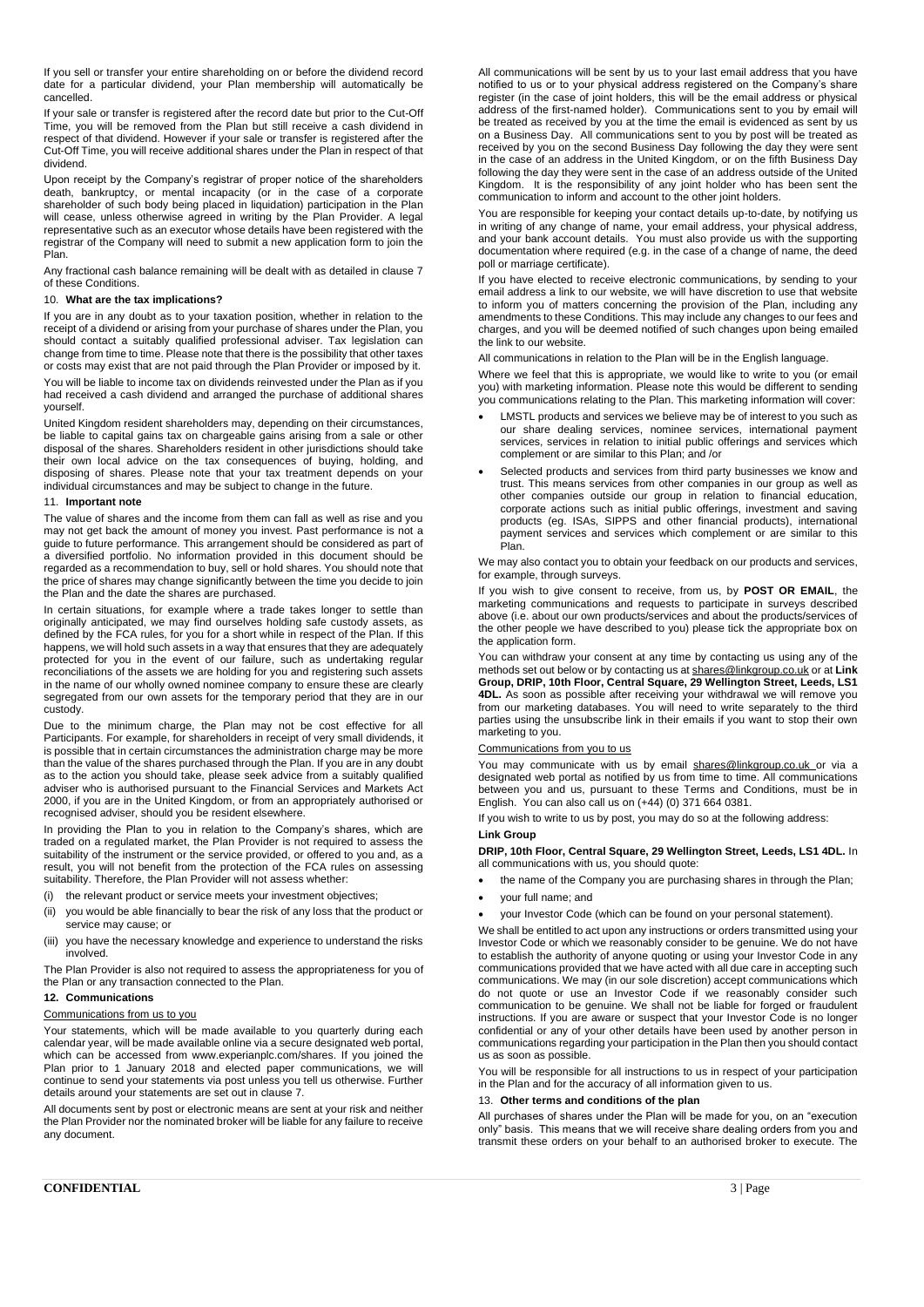If you sell or transfer your entire shareholding on or before the dividend record date for a particular dividend, your Plan membership will automatically be cancelled.

If your sale or transfer is registered after the record date but prior to the Cut-Off Time, you will be removed from the Plan but still receive a cash dividend in respect of that dividend. However if your sale or transfer is registered after the Cut-Off Time, you will receive additional shares under the Plan in respect of that dividend.

Upon receipt by the Company's registrar of proper notice of the shareholders death, bankruptcy, or mental incapacity (or in the case of a corporate shareholder of such body being placed in liquidation) participation in the Plan will cease, unless otherwise agreed in writing by the Plan Provider. A legal representative such as an executor whose details have been registered with the registrar of the Company will need to submit a new application form to join the Plan.

Any fractional cash balance remaining will be dealt with as detailed in clause 7 of these Conditions.

## 10. What are the tax implications?

If you are in any doubt as to your taxation position, whether in relation to the receipt of a dividend or arising from your purchase of shares under the Plan, you should contact a suitably qualified professional adviser. Tax legislation can change from time to time. Please note that there is the possibility that other taxes or costs may exist that are not paid through the Plan Provider or imposed by it.

You will be liable to income tax on dividends reinvested under the Plan as if you had received a cash dividend and arranged the purchase of additional shares yourself.

United Kingdom resident shareholders may, depending on their circumstances, be liable to capital gains tax on chargeable gains arising from a sale or other disposal of the shares. Shareholders resident in other jurisdictions should take their own local advice on the tax consequences of buying, holding, and disposing of shares. Please note that your tax treatment depends on your individual circumstances and may be subject to change in the future.

## 11. Important note

The value of shares and the income from them can fall as well as rise and you may not get back the amount of money you invest. Past performance is not a guide to future performance. This arrangement should be considered as part of a diversified portfolio. No information provided in this document should be regarded as a recommendation to buy, sell or hold shares. You should note that the price of shares may change significantly between the time you decide to join the Plan and the date the shares are purchased.

In certain situations, for example where a trade takes longer to settle than originally anticipated, we may find ourselves holding safe custody assets, as defined by the FCA rules, for you for a short while in respect of the Plan. If this happens, we will hold such assets in a way that ensures that they are adequately protected for you in the event of our failure, such as undertaking regular reconciliations of the assets we are holding for you and registering such assets in the name of our wholly owned nominee company to ensure these are clearly segregated from our own assets for the temporary period that they are in our custody.

Due to the minimum charge, the Plan may not be cost effective for all Participants. For example, for shareholders in receipt of very small dividends, it is possible that in certain circumstances the administration charge may be more than the value of the shares purchased through the Plan. If you are in any doubt as to the action you should take, please seek advice from a suitably qualified adviser who is authorised pursuant to the Financial Services and Markets Act 2000, if you are in the United Kingdom, or from an appropriately authorised or recognised adviser, should you be resident elsewhere.

In providing the Plan to you in relation to the Company's shares, which are traded on a regulated market, the Plan Provider is not required to assess the suitability of the instrument or the service provided, or offered to you and, as a result, you will not benefit from the protection of the FCA rules on assessing suitability. Therefore, the Plan Provider will not assess whether:

(i) the relevant product or service meets your investment objectives;
(ii) you would be able financially to bear the risk of any loss that the product or service may cause; or
(iii) you have the necessary knowledge and experience to understand the risks involved.

The Plan Provider is also not required to assess the appropriateness for you of the Plan or any transaction connected to the Plan.

## 12. Communications

### Communications from us to you

Your statements, which will be made available to you quarterly during each calendar year, will be made available online via a secure designated web portal, which can be accessed from www.experianplc.com/shares. If you joined the Plan prior to 1 January 2018 and elected paper communications, we will continue to send your statements via post unless you tell us otherwise. Further details around your statements are set out in clause 7.

All documents sent by post or electronic means are sent at your risk and neither the Plan Provider nor the nominated broker will be liable for any failure to receive any document.

All communications will be sent by us to your last email address that you have notified to us or to your physical address registered on the Company's share register (in the case of joint holders, this will be the email address or physical address of the first-named holder). Communications sent to you by email will be treated as received by you at the time the email is evidenced as sent by us on a Business Day. All communications sent to you by post will be treated as received by you on the second Business Day following the day they were sent in the case of an address in the United Kingdom, or on the fifth Business Day following the day they were sent in the case of an address outside of the United Kingdom. It is the responsibility of any joint holder who has been sent the communication to inform and account to the other joint holders.

You are responsible for keeping your contact details up-to-date, by notifying us in writing of any change of name, your email address, your physical address, and your bank account details. You must also provide us with the supporting documentation where required (e.g. in the case of a change of name, the deed poll or marriage certificate).

If you have elected to receive electronic communications, by sending to your email address a link to our website, we will have discretion to use that website to inform you of matters concerning the provision of the Plan, including any amendments to these Conditions. This may include any changes to our fees and charges, and you will be deemed notified of such changes upon being emailed the link to our website.

All communications in relation to the Plan will be in the English language.

Where we feel that this is appropriate, we would like to write to you (or email you) with marketing information. Please note this would be different to sending you communications relating to the Plan. This marketing information will cover:

- LMSTL products and services we believe may be of interest to you such as our share dealing services, nominee services, international payment services, services in relation to initial public offerings and services which complement or are similar to this Plan; and /or
- Selected products and services from third party businesses we know and trust. This means services from other companies in our group as well as other companies outside our group in relation to financial education, corporate actions such as initial public offerings, investment and saving products (eg. ISAs, SIPPS and other financial products), international payment services and services which complement or are similar to this Plan.

We may also contact you to obtain your feedback on our products and services, for example, through surveys.

If you wish to give consent to receive, from us, by **POST OR EMAIL**, the marketing communications and requests to participate in surveys described above (i.e. about our own products/services and about the products/services of the other people we have described to you) please tick the appropriate box on the application form.

You can withdraw your consent at any time by contacting us using any of the methods set out below or by contacting us at shares@linkgroup.co.uk or at **Link Group, DRIP, 10th Floor, Central Square, 29 Wellington Street, Leeds, LS1 4DL.** As soon as possible after receiving your withdrawal we will remove you from our marketing databases. You will need to write separately to the third parties using the unsubscribe link in their emails if you want to stop their own marketing to you.

### Communications from you to us

You may communicate with us by email shares@linkgroup.co.uk or via a designated web portal as notified by us from time to time. All communications between you and us, pursuant to these Terms and Conditions, must be in English. You can also call us on (+44) (0) 371 664 0381.

If you wish to write to us by post, you may do so at the following address:

**Link Group**

**DRIP, 10th Floor, Central Square, 29 Wellington Street, Leeds, LS1 4DL.** In all communications with us, you should quote:

- the name of the Company you are purchasing shares in through the Plan;
- your full name; and
- your Investor Code (which can be found on your personal statement).

We shall be entitled to act upon any instructions or orders transmitted using your Investor Code or which we reasonably consider to be genuine. We do not have to establish the authority of anyone quoting or using your Investor Code in any communications provided that we have acted with all due care in accepting such communications. We may (in our sole discretion) accept communications which do not quote or use an Investor Code if we reasonably consider such communication to be genuine. We shall not be liable for forged or fraudulent instructions. If you are aware or suspect that your Investor Code is no longer confidential or any of your other details have been used by another person in communications regarding your participation in the Plan then you should contact us as soon as possible.

You will be responsible for all instructions to us in respect of your participation in the Plan and for the accuracy of all information given to us.

## 13. Other terms and conditions of the plan

All purchases of shares under the Plan will be made for you, on an "execution only" basis. This means that we will receive share dealing orders from you and transmit these orders on your behalf to an authorised broker to execute. The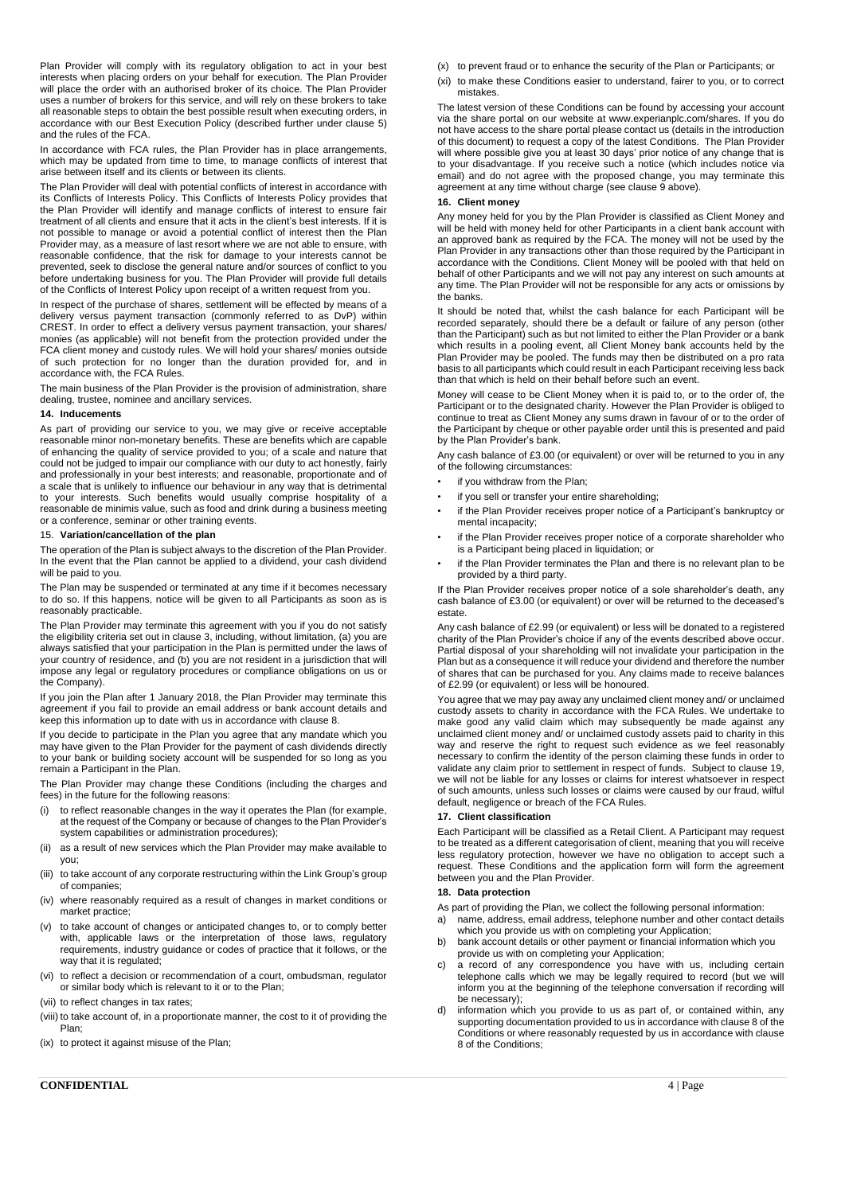Plan Provider will comply with its regulatory obligation to act in your best interests when placing orders on your behalf for execution. The Plan Provider will place the order with an authorised broker of its choice. The Plan Provider uses a number of brokers for this service, and will rely on these brokers to take all reasonable steps to obtain the best possible result when executing orders, in accordance with our Best Execution Policy (described further under clause 5) and the rules of the FCA.

In accordance with FCA rules, the Plan Provider has in place arrangements, which may be updated from time to time, to manage conflicts of interest that arise between itself and its clients or between its clients.

The Plan Provider will deal with potential conflicts of interest in accordance with its Conflicts of Interests Policy. This Conflicts of Interests Policy provides that the Plan Provider will identify and manage conflicts of interest to ensure fair treatment of all clients and ensure that it acts in the client's best interests. If it is not possible to manage or avoid a potential conflict of interest then the Plan Provider may, as a measure of last resort where we are not able to ensure, with reasonable confidence, that the risk for damage to your interests cannot be prevented, seek to disclose the general nature and/or sources of conflict to you before undertaking business for you. The Plan Provider will provide full details of the Conflicts of Interest Policy upon receipt of a written request from you.

In respect of the purchase of shares, settlement will be effected by means of a delivery versus payment transaction (commonly referred to as DvP) within CREST. In order to effect a delivery versus payment transaction, your shares/ monies (as applicable) will not benefit from the protection provided under the FCA client money and custody rules. We will hold your shares/ monies outside of such protection for no longer than the duration provided for, and in accordance with, the FCA Rules.

The main business of the Plan Provider is the provision of administration, share dealing, trustee, nominee and ancillary services.

**14. Inducements**

As part of providing our service to you, we may give or receive acceptable reasonable minor non-monetary benefits. These are benefits which are capable of enhancing the quality of service provided to you; of a scale and nature that could not be judged to impair our compliance with our duty to act honestly, fairly and professionally in your best interests; and reasonable, proportionate and of a scale that is unlikely to influence our behaviour in any way that is detrimental to your interests. Such benefits would usually comprise hospitality of a reasonable de minimis value, such as food and drink during a business meeting or a conference, seminar or other training events.

15. **Variation/cancellation of the plan**

The operation of the Plan is subject always to the discretion of the Plan Provider. In the event that the Plan cannot be applied to a dividend, your cash dividend will be paid to you.

The Plan may be suspended or terminated at any time if it becomes necessary to do so. If this happens, notice will be given to all Participants as soon as is reasonably practicable.

The Plan Provider may terminate this agreement with you if you do not satisfy the eligibility criteria set out in clause 3, including, without limitation, (a) you are always satisfied that your participation in the Plan is permitted under the laws of your country of residence, and (b) you are not resident in a jurisdiction that will impose any legal or regulatory procedures or compliance obligations on us or the Company).

If you join the Plan after 1 January 2018, the Plan Provider may terminate this agreement if you fail to provide an email address or bank account details and keep this information up to date with us in accordance with clause 8.

If you decide to participate in the Plan you agree that any mandate which you may have given to the Plan Provider for the payment of cash dividends directly to your bank or building society account will be suspended for so long as you remain a Participant in the Plan.

The Plan Provider may change these Conditions (including the charges and fees) in the future for the following reasons:

(i) to reflect reasonable changes in the way it operates the Plan (for example, at the request of the Company or because of changes to the Plan Provider's system capabilities or administration procedures);
(ii) as a result of new services which the Plan Provider may make available to you;
(iii) to take account of any corporate restructuring within the Link Group's group of companies;
(iv) where reasonably required as a result of changes in market conditions or market practice;
(v) to take account of changes or anticipated changes to, or to comply better with, applicable laws or the interpretation of those laws, regulatory requirements, industry guidance or codes of practice that it follows, or the way that it is regulated;
(vi) to reflect a decision or recommendation of a court, ombudsman, regulator or similar body which is relevant to it or to the Plan;
(vii) to reflect changes in tax rates;
(viii) to take account of, in a proportionate manner, the cost to it of providing the Plan;
(ix) to protect it against misuse of the Plan;
(x) to prevent fraud or to enhance the security of the Plan or Participants; or
(xi) to make these Conditions easier to understand, fairer to you, or to correct mistakes.

The latest version of these Conditions can be found by accessing your account via the share portal on our website at www.experianplc.com/shares. If you do not have access to the share portal please contact us (details in the introduction of this document) to request a copy of the latest Conditions. The Plan Provider will where possible give you at least 30 days' prior notice of any change that is to your disadvantage. If you receive such a notice (which includes notice via email) and do not agree with the proposed change, you may terminate this agreement at any time without charge (see clause 9 above).

**16. Client money**

Any money held for you by the Plan Provider is classified as Client Money and will be held with money held for other Participants in a client bank account with an approved bank as required by the FCA. The money will not be used by the Plan Provider in any transactions other than those required by the Participant in accordance with the Conditions. Client Money will be pooled with that held on behalf of other Participants and we will not pay any interest on such amounts at any time. The Plan Provider will not be responsible for any acts or omissions by the banks.

It should be noted that, whilst the cash balance for each Participant will be recorded separately, should there be a default or failure of any person (other than the Participant) such as but not limited to either the Plan Provider or a bank which results in a pooling event, all Client Money bank accounts held by the Plan Provider may be pooled. The funds may then be distributed on a pro rata basis to all participants which could result in each Participant receiving less back than that which is held on their behalf before such an event.

Money will cease to be Client Money when it is paid to, or to the order of, the Participant or to the designated charity. However the Plan Provider is obliged to continue to treat as Client Money any sums drawn in favour of or to the order of the Participant by cheque or other payable order until this is presented and paid by the Plan Provider's bank.

Any cash balance of £3.00 (or equivalent) or over will be returned to you in any of the following circumstances:

- if you withdraw from the Plan;
- if you sell or transfer your entire shareholding;
- if the Plan Provider receives proper notice of a Participant's bankruptcy or mental incapacity;
- if the Plan Provider receives proper notice of a corporate shareholder who is a Participant being placed in liquidation; or
- if the Plan Provider terminates the Plan and there is no relevant plan to be provided by a third party.

If the Plan Provider receives proper notice of a sole shareholder's death, any cash balance of £3.00 (or equivalent) or over will be returned to the deceased's estate.

Any cash balance of £2.99 (or equivalent) or less will be donated to a registered charity of the Plan Provider's choice if any of the events described above occur. Partial disposal of your shareholding will not invalidate your participation in the Plan but as a consequence it will reduce your dividend and therefore the number of shares that can be purchased for you. Any claims made to receive balances of £2.99 (or equivalent) or less will be honoured.

You agree that we may pay away any unclaimed client money and/ or unclaimed custody assets to charity in accordance with the FCA Rules. We undertake to make good any valid claim which may subsequently be made against any unclaimed client money and/ or unclaimed custody assets paid to charity in this way and reserve the right to request such evidence as we feel reasonably necessary to confirm the identity of the person claiming these funds in order to validate any claim prior to settlement in respect of funds. Subject to clause 19, we will not be liable for any losses or claims for interest whatsoever in respect of such amounts, unless such losses or claims were caused by our fraud, wilful default, negligence or breach of the FCA Rules.

**17. Client classification**

Each Participant will be classified as a Retail Client. A Participant may request to be treated as a different categorisation of client, meaning that you will receive less regulatory protection, however we have no obligation to accept such a request. These Conditions and the application form will form the agreement between you and the Plan Provider.

**18. Data protection**

As part of providing the Plan, we collect the following personal information:

a) name, address, email address, telephone number and other contact details which you provide us with on completing your Application;
b) bank account details or other payment or financial information which you provide us with on completing your Application;
c) a record of any correspondence you have with us, including certain telephone calls which we may be legally required to record (but we will inform you at the beginning of the telephone conversation if recording will be necessary);
d) information which you provide to us as part of, or contained within, any supporting documentation provided to us in accordance with clause 8 of the Conditions or where reasonably requested by us in accordance with clause 8 of the Conditions;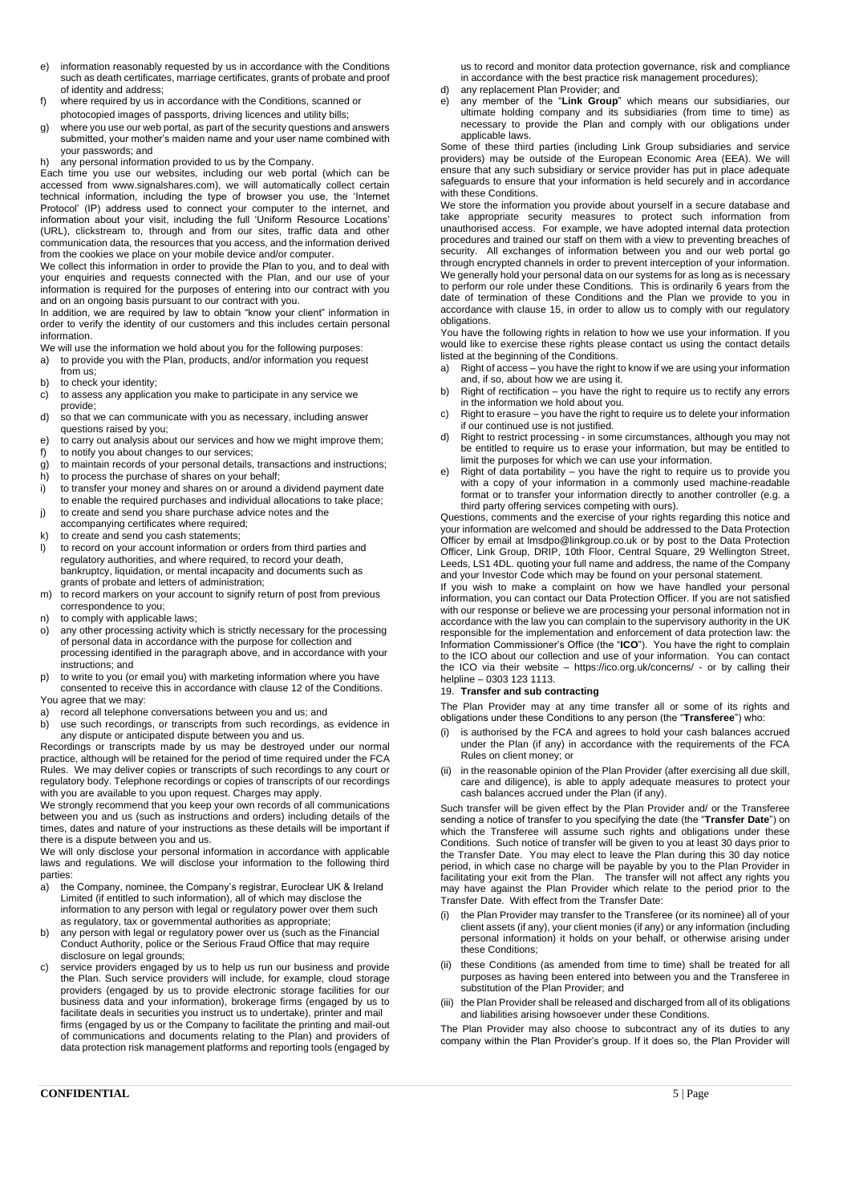e) information reasonably requested by us in accordance with the Conditions such as death certificates, marriage certificates, grants of probate and proof of identity and address;
f) where required by us in accordance with the Conditions, scanned or photocopied images of passports, driving licences and utility bills;
g) where you use our web portal, as part of the security questions and answers submitted, your mother's maiden name and your user name combined with your passwords; and
h) any personal information provided to us by the Company.

Each time you use our websites, including our web portal (which can be accessed from www.signalshares.com), we will automatically collect certain technical information, including the type of browser you use, the 'Internet Protocol' (IP) address used to connect your computer to the internet, and information about your visit, including the full 'Uniform Resource Locations' (URL), clickstream to, through and from our sites, traffic data and other communication data, the resources that you access, and the information derived from the cookies we place on your mobile device and/or computer.

We collect this information in order to provide the Plan to you, and to deal with your enquiries and requests connected with the Plan, and our use of your information is required for the purposes of entering into our contract with you and on an ongoing basis pursuant to our contract with you.

In addition, we are required by law to obtain "know your client" information in order to verify the identity of our customers and this includes certain personal information.

We will use the information we hold about you for the following purposes:

a) to provide you with the Plan, products, and/or information you request from us;
b) to check your identity;
c) to assess any application you make to participate in any service we provide;
d) so that we can communicate with you as necessary, including answer questions raised by you;
e) to carry out analysis about our services and how we might improve them;
f) to notify you about changes to our services;
g) to maintain records of your personal details, transactions and instructions;
h) to process the purchase of shares on your behalf;
i) to transfer your money and shares on or around a dividend payment date to enable the required purchases and individual allocations to take place;
j) to create and send you share purchase advice notes and the accompanying certificates where required;
k) to create and send you cash statements;
l) to record on your account information or orders from third parties and regulatory authorities, and where required, to record your death, bankruptcy, liquidation, or mental incapacity and documents such as grants of probate and letters of administration;
m) to record markers on your account to signify return of post from previous correspondence to you;
n) to comply with applicable laws;
o) any other processing activity which is strictly necessary for the processing of personal data in accordance with the purpose for collection and processing identified in the paragraph above, and in accordance with your instructions; and
p) to write to you (or email you) with marketing information where you have consented to receive this in accordance with clause 12 of the Conditions.

You agree that we may:

a) record all telephone conversations between you and us; and
b) use such recordings, or transcripts from such recordings, as evidence in any dispute or anticipated dispute between you and us.

Recordings or transcripts made by us may be destroyed under our normal practice, although will be retained for the period of time required under the FCA Rules. We may deliver copies or transcripts of such recordings to any court or regulatory body. Telephone recordings or copies of transcripts of our recordings with you are available to you upon request. Charges may apply.

We strongly recommend that you keep your own records of all communications between you and us (such as instructions and orders) including details of the times, dates and nature of your instructions as these details will be important if there is a dispute between you and us.

We will only disclose your personal information in accordance with applicable laws and regulations. We will disclose your information to the following third parties:

a) the Company, nominee, the Company's registrar, Euroclear UK & Ireland Limited (if entitled to such information), all of which may disclose the information to any person with legal or regulatory power over them such as regulatory, tax or governmental authorities as appropriate;
b) any person with legal or regulatory power over us (such as the Financial Conduct Authority, police or the Serious Fraud Office that may require disclosure on legal grounds;
c) service providers engaged by us to help us run our business and provide the Plan. Such service providers will include, for example, cloud storage providers (engaged by us to provide electronic storage facilities for our business data and your information), brokerage firms (engaged by us to facilitate deals in securities you instruct us to undertake), printer and mail firms (engaged by us or the Company to facilitate the printing and mail-out of communications and documents relating to the Plan) and providers of data protection risk management platforms and reporting tools (engaged by us to record and monitor data protection governance, risk and compliance in accordance with the best practice risk management procedures);
d) any replacement Plan Provider; and
e) any member of the "**Link Group**" which means our subsidiaries, our ultimate holding company and its subsidiaries (from time to time) as necessary to provide the Plan and comply with our obligations under applicable laws.

Some of these third parties (including Link Group subsidiaries and service providers) may be outside of the European Economic Area (EEA). We will ensure that any such subsidiary or service provider has put in place adequate safeguards to ensure that your information is held securely and in accordance with these Conditions.

We store the information you provide about yourself in a secure database and take appropriate security measures to protect such information from unauthorised access. For example, we have adopted internal data protection procedures and trained our staff on them with a view to preventing breaches of security. All exchanges of information between you and our web portal go through encrypted channels in order to prevent interception of your information. We generally hold your personal data on our systems for as long as is necessary to perform our role under these Conditions. This is ordinarily 6 years from the date of termination of these Conditions and the Plan we provide to you in accordance with clause 15, in order to allow us to comply with our regulatory obligations.

You have the following rights in relation to how we use your information. If you would like to exercise these rights please contact us using the contact details listed at the beginning of the Conditions.

a) Right of access – you have the right to know if we are using your information and, if so, about how we are using it.
b) Right of rectification – you have the right to require us to rectify any errors in the information we hold about you.
c) Right to erasure – you have the right to require us to delete your information if our continued use is not justified.
d) Right to restrict processing - in some circumstances, although you may not be entitled to require us to erase your information, but may be entitled to limit the purposes for which we can use your information.
e) Right of data portability – you have the right to require us to provide you with a copy of your information in a commonly used machine-readable format or to transfer your information directly to another controller (e.g. a third party offering services competing with ours).

Questions, comments and the exercise of your rights regarding this notice and your information are welcomed and should be addressed to the Data Protection Officer by email at lmsdpo@linkgroup.co.uk or by post to the Data Protection Officer, Link Group, DRIP, 10th Floor, Central Square, 29 Wellington Street, Leeds, LS1 4DL. quoting your full name and address, the name of the Company and your Investor Code which may be found on your personal statement.

If you wish to make a complaint on how we have handled your personal information, you can contact our Data Protection Officer. If you are not satisfied with our response or believe we are processing your personal information not in accordance with the law you can complain to the supervisory authority in the UK responsible for the implementation and enforcement of data protection law: the Information Commissioner's Office (the "**ICO**"). You have the right to complain to the ICO about our collection and use of your information. You can contact the ICO via their website – https://ico.org.uk/concerns/ - or by calling their helpline – 0303 123 1113.

## 19. Transfer and sub contracting

The Plan Provider may at any time transfer all or some of its rights and obligations under these Conditions to any person (the "**Transferee**") who:

(i) is authorised by the FCA and agrees to hold your cash balances accrued under the Plan (if any) in accordance with the requirements of the FCA Rules on client money; or
(ii) in the reasonable opinion of the Plan Provider (after exercising all due skill, care and diligence), is able to apply adequate measures to protect your cash balances accrued under the Plan (if any).

Such transfer will be given effect by the Plan Provider and/ or the Transferee sending a notice of transfer to you specifying the date (the "**Transfer Date**") on which the Transferee will assume such rights and obligations under these Conditions. Such notice of transfer will be given to you at least 30 days prior to the Transfer Date. You may elect to leave the Plan during this 30 day notice period, in which case no charge will be payable by you to the Plan Provider in facilitating your exit from the Plan. The transfer will not affect any rights you may have against the Plan Provider which relate to the period prior to the Transfer Date. With effect from the Transfer Date:

(i) the Plan Provider may transfer to the Transferee (or its nominee) all of your client assets (if any), your client monies (if any) or any information (including personal information) it holds on your behalf, or otherwise arising under these Conditions;
(ii) these Conditions (as amended from time to time) shall be treated for all purposes as having been entered into between you and the Transferee in substitution of the Plan Provider; and
(iii) the Plan Provider shall be released and discharged from all of its obligations and liabilities arising howsoever under these Conditions.

The Plan Provider may also choose to subcontract any of its duties to any company within the Plan Provider's group. If it does so, the Plan Provider will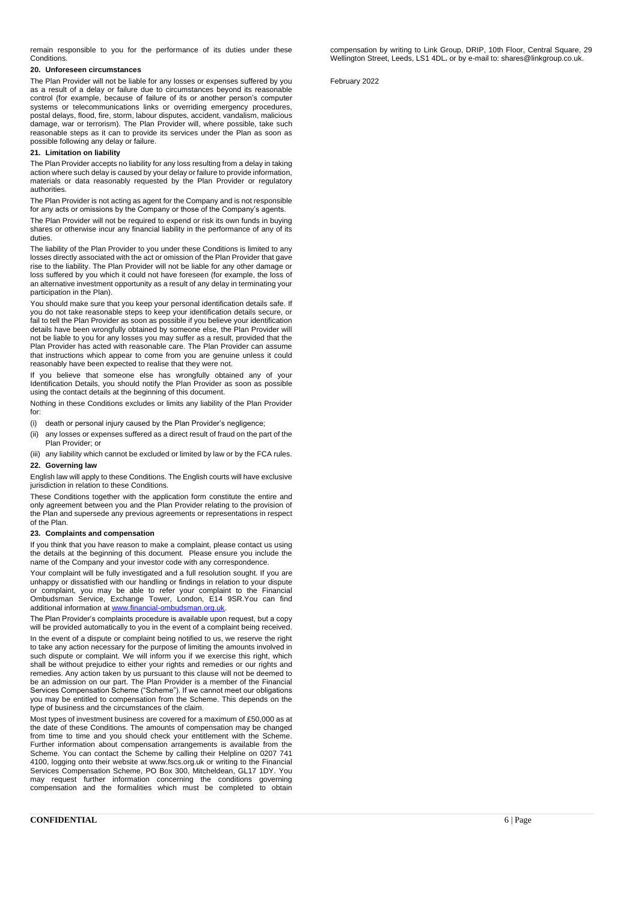remain responsible to you for the performance of its duties under these Conditions.

### 20. Unforeseen circumstances

The Plan Provider will not be liable for any losses or expenses suffered by you as a result of a delay or failure due to circumstances beyond its reasonable control (for example, because of failure of its or another person's computer systems or telecommunications links or overriding emergency procedures, postal delays, flood, fire, storm, labour disputes, accident, vandalism, malicious damage, war or terrorism). The Plan Provider will, where possible, take such reasonable steps as it can to provide its services under the Plan as soon as possible following any delay or failure.

### 21. Limitation on liability

The Plan Provider accepts no liability for any loss resulting from a delay in taking action where such delay is caused by your delay or failure to provide information, materials or data reasonably requested by the Plan Provider or regulatory authorities.

The Plan Provider is not acting as agent for the Company and is not responsible for any acts or omissions by the Company or those of the Company's agents.

The Plan Provider will not be required to expend or risk its own funds in buying shares or otherwise incur any financial liability in the performance of any of its duties.

The liability of the Plan Provider to you under these Conditions is limited to any losses directly associated with the act or omission of the Plan Provider that gave rise to the liability. The Plan Provider will not be liable for any other damage or loss suffered by you which it could not have foreseen (for example, the loss of an alternative investment opportunity as a result of any delay in terminating your participation in the Plan).

You should make sure that you keep your personal identification details safe. If you do not take reasonable steps to keep your identification details secure, or fail to tell the Plan Provider as soon as possible if you believe your identification details have been wrongfully obtained by someone else, the Plan Provider will not be liable to you for any losses you may suffer as a result, provided that the Plan Provider has acted with reasonable care. The Plan Provider can assume that instructions which appear to come from you are genuine unless it could reasonably have been expected to realise that they were not.

If you believe that someone else has wrongfully obtained any of your Identification Details, you should notify the Plan Provider as soon as possible using the contact details at the beginning of this document.

Nothing in these Conditions excludes or limits any liability of the Plan Provider for:

(i) death or personal injury caused by the Plan Provider's negligence;

(ii) any losses or expenses suffered as a direct result of fraud on the part of the Plan Provider; or

(iii) any liability which cannot be excluded or limited by law or by the FCA rules.

### 22. Governing law

English law will apply to these Conditions. The English courts will have exclusive jurisdiction in relation to these Conditions.

These Conditions together with the application form constitute the entire and only agreement between you and the Plan Provider relating to the provision of the Plan and supersede any previous agreements or representations in respect of the Plan.

### 23. Complaints and compensation

If you think that you have reason to make a complaint, please contact us using the details at the beginning of this document. Please ensure you include the name of the Company and your investor code with any correspondence.

Your complaint will be fully investigated and a full resolution sought. If you are unhappy or dissatisfied with our handling or findings in relation to your dispute or complaint, you may be able to refer your complaint to the Financial Ombudsman Service, Exchange Tower, London, E14 9SR.You can find additional information at www.financial-ombudsman.org.uk.

The Plan Provider's complaints procedure is available upon request, but a copy will be provided automatically to you in the event of a complaint being received.

In the event of a dispute or complaint being notified to us, we reserve the right to take any action necessary for the purpose of limiting the amounts involved in such dispute or complaint. We will inform you if we exercise this right, which shall be without prejudice to either your rights and remedies or our rights and remedies. Any action taken by us pursuant to this clause will not be deemed to be an admission on our part. The Plan Provider is a member of the Financial Services Compensation Scheme ("Scheme"). If we cannot meet our obligations you may be entitled to compensation from the Scheme. This depends on the type of business and the circumstances of the claim.

Most types of investment business are covered for a maximum of £50,000 as at the date of these Conditions. The amounts of compensation may be changed from time to time and you should check your entitlement with the Scheme. Further information about compensation arrangements is available from the Scheme. You can contact the Scheme by calling their Helpline on 0207 741 4100, logging onto their website at www.fscs.org.uk or writing to the Financial Services Compensation Scheme, PO Box 300, Mitcheldean, GL17 1DY. You may request further information concerning the conditions governing compensation and the formalities which must be completed to obtain compensation by writing to Link Group, DRIP, 10th Floor, Central Square, 29 Wellington Street, Leeds, LS1 4DL. or by e-mail to: shares@linkgroup.co.uk.

February 2022

**CONFIDENTIAL**